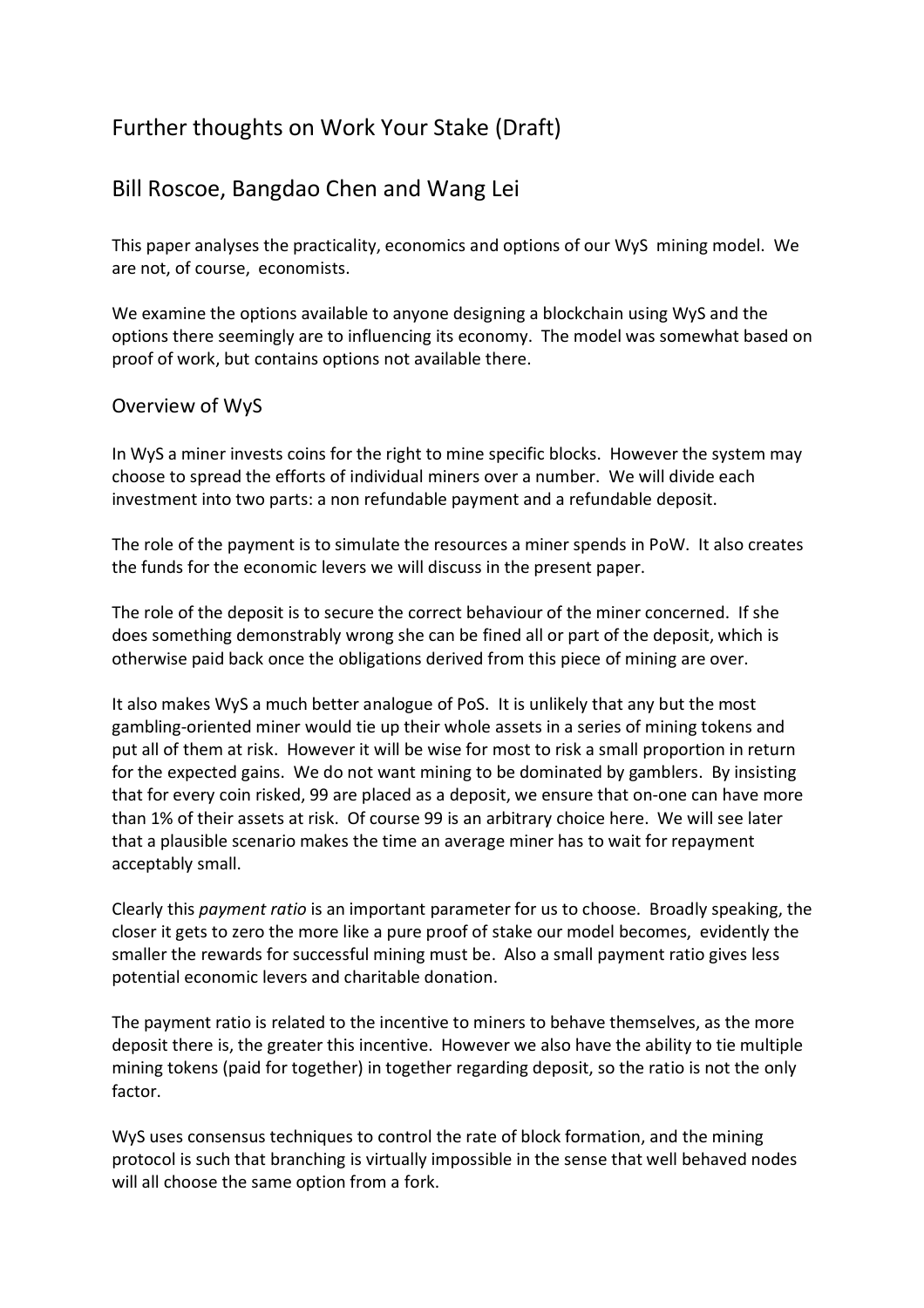# Further thoughts on Work Your Stake (Draft)

## Bill Roscoe, Bangdao Chen and Wang Lei

This paper analyses the practicality, economics and options of our WyS mining model. We are not, of course, economists.

We examine the options available to anyone designing a blockchain using WyS and the options there seemingly are to influencing its economy. The model was somewhat based on proof of work, but contains options not available there.

### Overview of WyS

In WyS a miner invests coins for the right to mine specific blocks. However the system may choose to spread the efforts of individual miners over a number. We will divide each investment into two parts: a non refundable payment and a refundable deposit.

The role of the payment is to simulate the resources a miner spends in PoW. It also creates the funds for the economic levers we will discuss in the present paper.

The role of the deposit is to secure the correct behaviour of the miner concerned. If she does something demonstrably wrong she can be fined all or part of the deposit, which is otherwise paid back once the obligations derived from this piece of mining are over.

It also makes WyS a much better analogue of PoS. It is unlikely that any but the most gambling-oriented miner would tie up their whole assets in a series of mining tokens and put all of them at risk. However it will be wise for most to risk a small proportion in return for the expected gains. We do not want mining to be dominated by gamblers. By insisting that for every coin risked, 99 are placed as a deposit, we ensure that on-one can have more than 1% of their assets at risk. Of course 99 is an arbitrary choice here. We will see later that a plausible scenario makes the time an average miner has to wait for repayment acceptably small.

Clearly this *payment ratio* is an important parameter for us to choose. Broadly speaking, the closer it gets to zero the more like a pure proof of stake our model becomes, evidently the smaller the rewards for successful mining must be. Also a small payment ratio gives less potential economic levers and charitable donation.

The payment ratio is related to the incentive to miners to behave themselves, as the more deposit there is, the greater this incentive. However we also have the ability to tie multiple mining tokens (paid for together) in together regarding deposit, so the ratio is not the only factor.

WyS uses consensus techniques to control the rate of block formation, and the mining protocol is such that branching is virtually impossible in the sense that well behaved nodes will all choose the same option from a fork.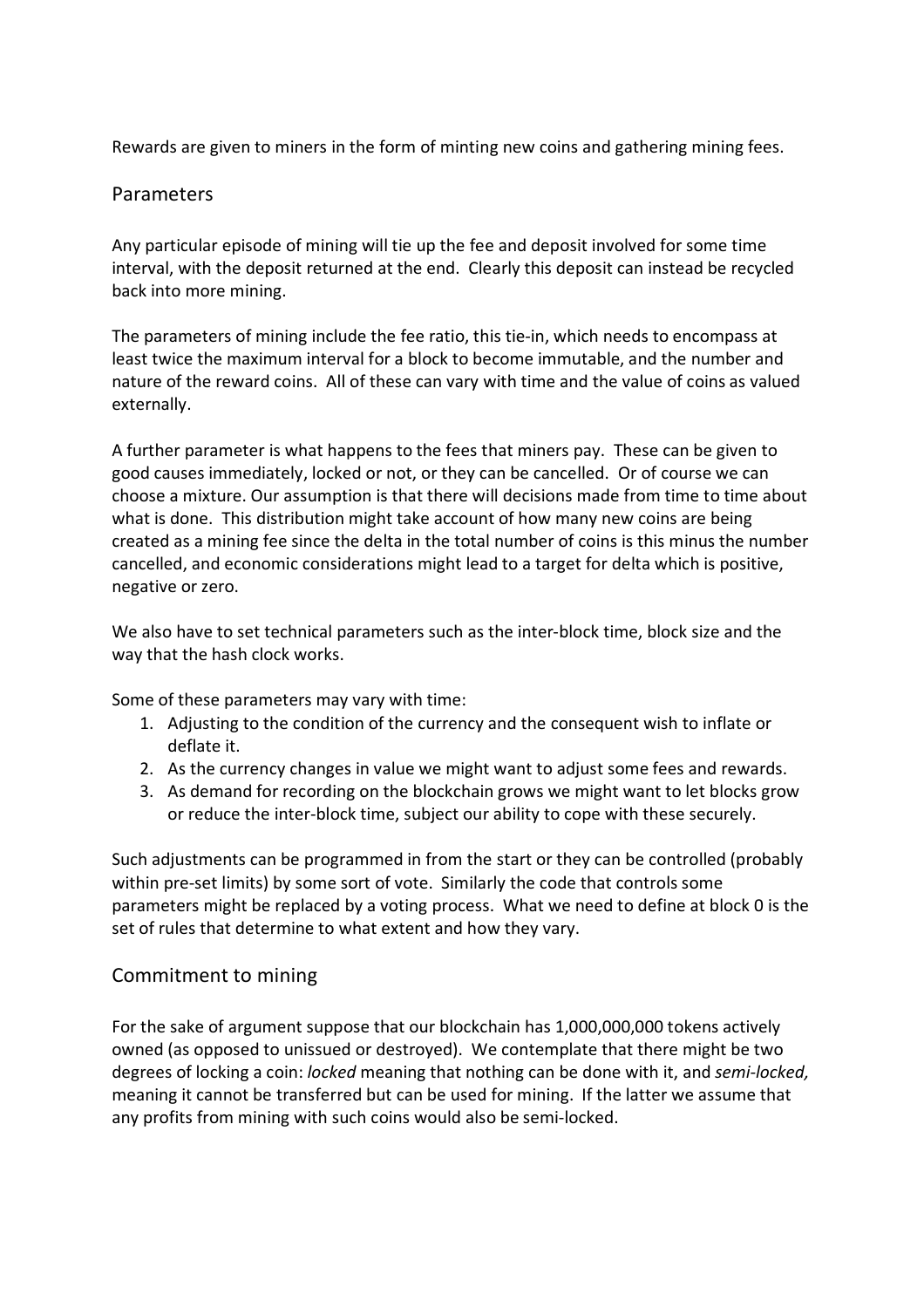Rewards are given to miners in the form of minting new coins and gathering mining fees.

## Parameters

Any particular episode of mining will tie up the fee and deposit involved for some time interval, with the deposit returned at the end. Clearly this deposit can instead be recycled back into more mining.

The parameters of mining include the fee ratio, this tie-in, which needs to encompass at least twice the maximum interval for a block to become immutable, and the number and nature of the reward coins. All of these can vary with time and the value of coins as valued externally.

A further parameter is what happens to the fees that miners pay. These can be given to good causes immediately, locked or not, or they can be cancelled. Or of course we can choose a mixture. Our assumption is that there will decisions made from time to time about what is done. This distribution might take account of how many new coins are being created as a mining fee since the delta in the total number of coins is this minus the number cancelled, and economic considerations might lead to a target for delta which is positive, negative or zero.

We also have to set technical parameters such as the inter-block time, block size and the way that the hash clock works.

Some of these parameters may vary with time:

1. Adjusting to the condition of the currency and the consequent wish to inflate or deflate it.
2. As the currency changes in value we might want to adjust some fees and rewards.
3. As demand for recording on the blockchain grows we might want to let blocks grow or reduce the inter-block time, subject our ability to cope with these securely.

Such adjustments can be programmed in from the start or they can be controlled (probably within pre-set limits) by some sort of vote. Similarly the code that controls some parameters might be replaced by a voting process. What we need to define at block 0 is the set of rules that determine to what extent and how they vary.

## Commitment to mining

For the sake of argument suppose that our blockchain has 1,000,000,000 tokens actively owned (as opposed to unissued or destroyed). We contemplate that there might be two degrees of locking a coin: *locked* meaning that nothing can be done with it, and *semi-locked,* meaning it cannot be transferred but can be used for mining. If the latter we assume that any profits from mining with such coins would also be semi-locked.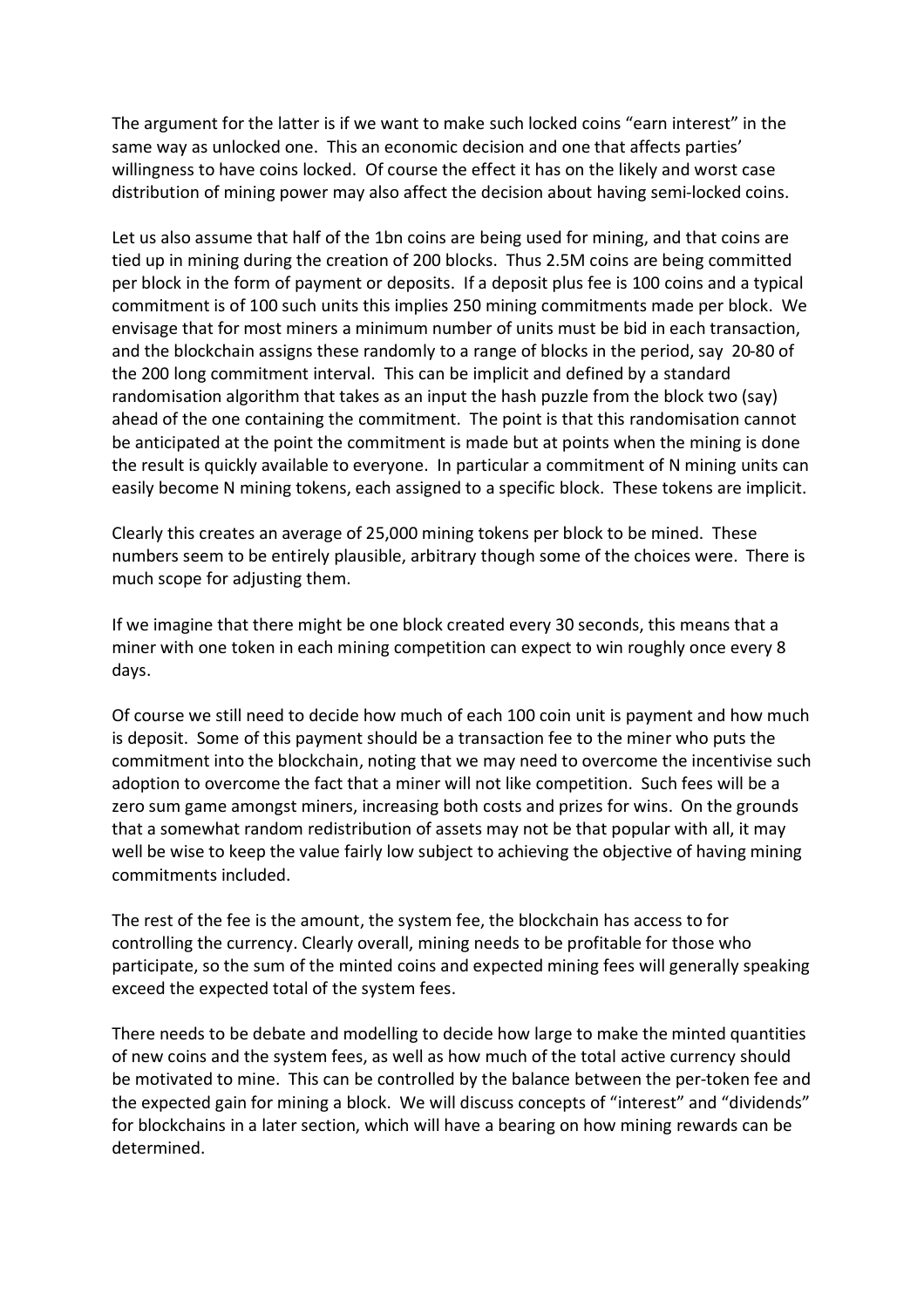The argument for the latter is if we want to make such locked coins "earn interest" in the same way as unlocked one. This an economic decision and one that affects parties' willingness to have coins locked. Of course the effect it has on the likely and worst case distribution of mining power may also affect the decision about having semi-locked coins.

Let us also assume that half of the 1bn coins are being used for mining, and that coins are tied up in mining during the creation of 200 blocks. Thus 2.5M coins are being committed per block in the form of payment or deposits. If a deposit plus fee is 100 coins and a typical commitment is of 100 such units this implies 250 mining commitments made per block. We envisage that for most miners a minimum number of units must be bid in each transaction, and the blockchain assigns these randomly to a range of blocks in the period, say 20-80 of the 200 long commitment interval. This can be implicit and defined by a standard randomisation algorithm that takes as an input the hash puzzle from the block two (say) ahead of the one containing the commitment. The point is that this randomisation cannot be anticipated at the point the commitment is made but at points when the mining is done the result is quickly available to everyone. In particular a commitment of N mining units can easily become N mining tokens, each assigned to a specific block. These tokens are implicit.

Clearly this creates an average of 25,000 mining tokens per block to be mined. These numbers seem to be entirely plausible, arbitrary though some of the choices were. There is much scope for adjusting them.

If we imagine that there might be one block created every 30 seconds, this means that a miner with one token in each mining competition can expect to win roughly once every 8 days.

Of course we still need to decide how much of each 100 coin unit is payment and how much is deposit. Some of this payment should be a transaction fee to the miner who puts the commitment into the blockchain, noting that we may need to overcome the incentivise such adoption to overcome the fact that a miner will not like competition. Such fees will be a zero sum game amongst miners, increasing both costs and prizes for wins. On the grounds that a somewhat random redistribution of assets may not be that popular with all, it may well be wise to keep the value fairly low subject to achieving the objective of having mining commitments included.

The rest of the fee is the amount, the system fee, the blockchain has access to for controlling the currency. Clearly overall, mining needs to be profitable for those who participate, so the sum of the minted coins and expected mining fees will generally speaking exceed the expected total of the system fees.

There needs to be debate and modelling to decide how large to make the minted quantities of new coins and the system fees, as well as how much of the total active currency should be motivated to mine. This can be controlled by the balance between the per-token fee and the expected gain for mining a block. We will discuss concepts of "interest" and "dividends" for blockchains in a later section, which will have a bearing on how mining rewards can be determined.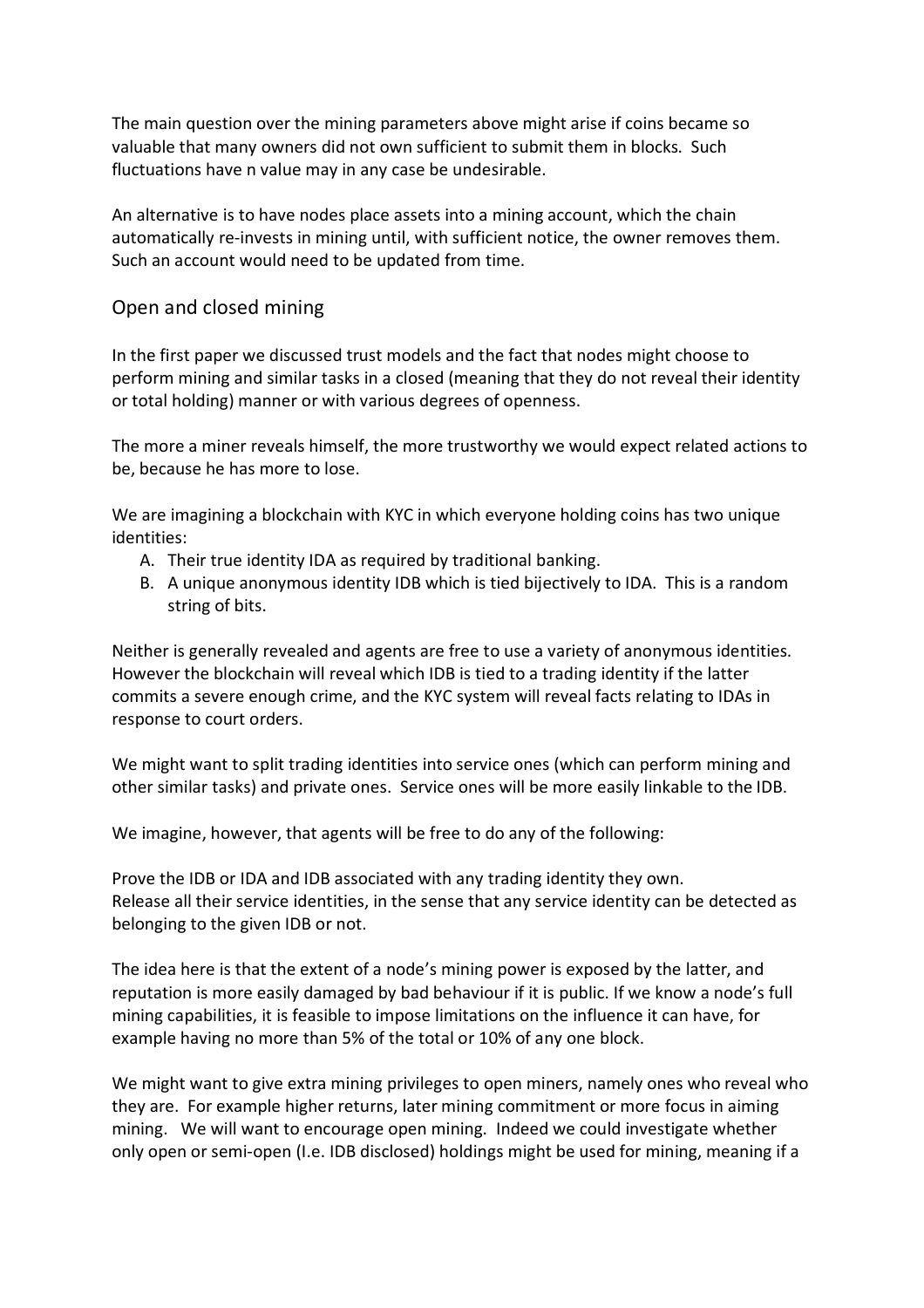The main question over the mining parameters above might arise if coins became so valuable that many owners did not own sufficient to submit them in blocks. Such fluctuations have n value may in any case be undesirable.

An alternative is to have nodes place assets into a mining account, which the chain automatically re-invests in mining until, with sufficient notice, the owner removes them. Such an account would need to be updated from time.

## Open and closed mining

In the first paper we discussed trust models and the fact that nodes might choose to perform mining and similar tasks in a closed (meaning that they do not reveal their identity or total holding) manner or with various degrees of openness.

The more a miner reveals himself, the more trustworthy we would expect related actions to be, because he has more to lose.

We are imagining a blockchain with KYC in which everyone holding coins has two unique identities:

A. Their true identity IDA as required by traditional banking.
B. A unique anonymous identity IDB which is tied bijectively to IDA. This is a random string of bits.

Neither is generally revealed and agents are free to use a variety of anonymous identities. However the blockchain will reveal which IDB is tied to a trading identity if the latter commits a severe enough crime, and the KYC system will reveal facts relating to IDAs in response to court orders.

We might want to split trading identities into service ones (which can perform mining and other similar tasks) and private ones. Service ones will be more easily linkable to the IDB.

We imagine, however, that agents will be free to do any of the following:

Prove the IDB or IDA and IDB associated with any trading identity they own.
Release all their service identities, in the sense that any service identity can be detected as belonging to the given IDB or not.

The idea here is that the extent of a node's mining power is exposed by the latter, and reputation is more easily damaged by bad behaviour if it is public. If we know a node's full mining capabilities, it is feasible to impose limitations on the influence it can have, for example having no more than 5% of the total or 10% of any one block.

We might want to give extra mining privileges to open miners, namely ones who reveal who they are. For example higher returns, later mining commitment or more focus in aiming mining. We will want to encourage open mining. Indeed we could investigate whether only open or semi-open (I.e. IDB disclosed) holdings might be used for mining, meaning if a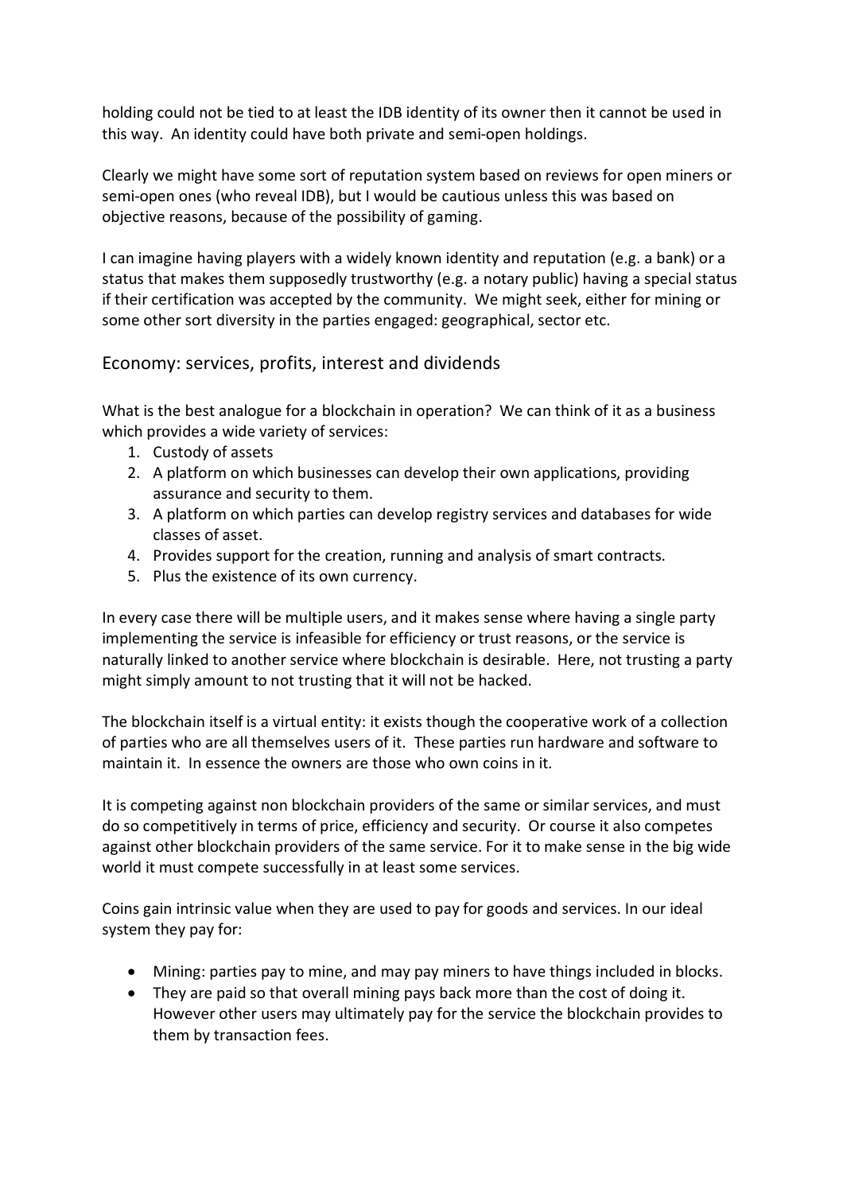holding could not be tied to at least the IDB identity of its owner then it cannot be used in this way. An identity could have both private and semi-open holdings.

Clearly we might have some sort of reputation system based on reviews for open miners or semi-open ones (who reveal IDB), but I would be cautious unless this was based on objective reasons, because of the possibility of gaming.

I can imagine having players with a widely known identity and reputation (e.g. a bank) or a status that makes them supposedly trustworthy (e.g. a notary public) having a special status if their certification was accepted by the community. We might seek, either for mining or some other sort diversity in the parties engaged: geographical, sector etc.

## Economy: services, profits, interest and dividends

What is the best analogue for a blockchain in operation? We can think of it as a business which provides a wide variety of services:

1. Custody of assets
2. A platform on which businesses can develop their own applications, providing assurance and security to them.
3. A platform on which parties can develop registry services and databases for wide classes of asset.
4. Provides support for the creation, running and analysis of smart contracts.
5. Plus the existence of its own currency.

In every case there will be multiple users, and it makes sense where having a single party implementing the service is infeasible for efficiency or trust reasons, or the service is naturally linked to another service where blockchain is desirable. Here, not trusting a party might simply amount to not trusting that it will not be hacked.

The blockchain itself is a virtual entity: it exists though the cooperative work of a collection of parties who are all themselves users of it. These parties run hardware and software to maintain it. In essence the owners are those who own coins in it.

It is competing against non blockchain providers of the same or similar services, and must do so competitively in terms of price, efficiency and security. Or course it also competes against other blockchain providers of the same service. For it to make sense in the big wide world it must compete successfully in at least some services.

Coins gain intrinsic value when they are used to pay for goods and services. In our ideal system they pay for:

- Mining: parties pay to mine, and may pay miners to have things included in blocks.
- They are paid so that overall mining pays back more than the cost of doing it. However other users may ultimately pay for the service the blockchain provides to them by transaction fees.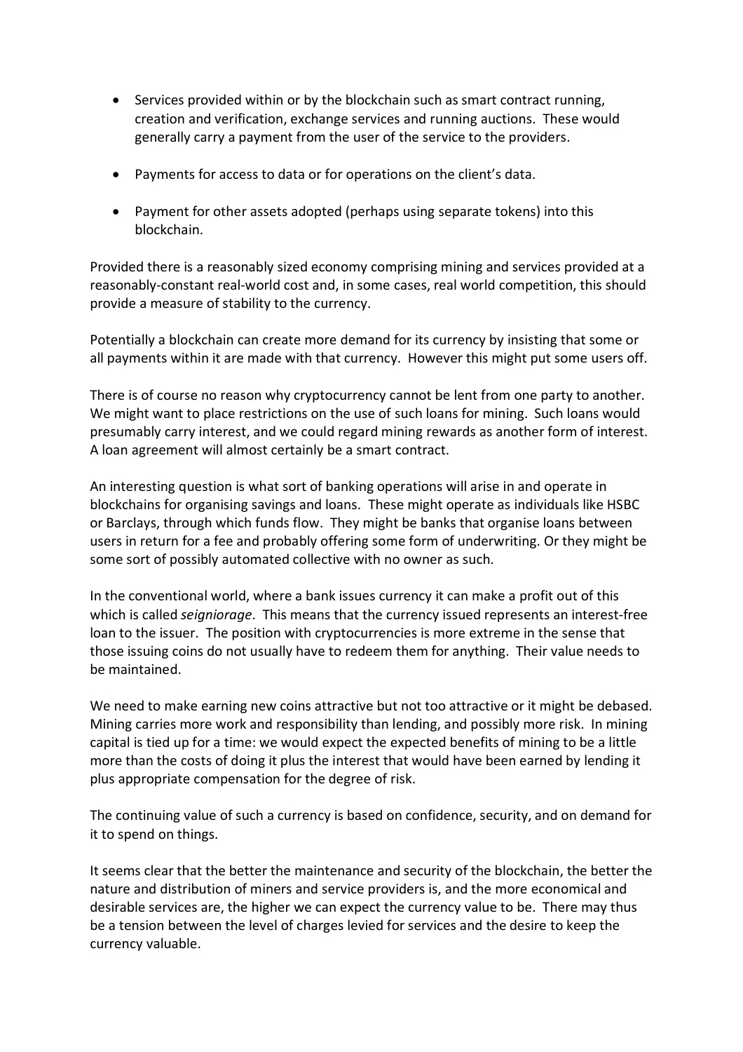- Services provided within or by the blockchain such as smart contract running, creation and verification, exchange services and running auctions. These would generally carry a payment from the user of the service to the providers.
- Payments for access to data or for operations on the client's data.
- Payment for other assets adopted (perhaps using separate tokens) into this blockchain.

Provided there is a reasonably sized economy comprising mining and services provided at a reasonably-constant real-world cost and, in some cases, real world competition, this should provide a measure of stability to the currency.

Potentially a blockchain can create more demand for its currency by insisting that some or all payments within it are made with that currency. However this might put some users off.

There is of course no reason why cryptocurrency cannot be lent from one party to another. We might want to place restrictions on the use of such loans for mining. Such loans would presumably carry interest, and we could regard mining rewards as another form of interest. A loan agreement will almost certainly be a smart contract.

An interesting question is what sort of banking operations will arise in and operate in blockchains for organising savings and loans. These might operate as individuals like HSBC or Barclays, through which funds flow. They might be banks that organise loans between users in return for a fee and probably offering some form of underwriting. Or they might be some sort of possibly automated collective with no owner as such.

In the conventional world, where a bank issues currency it can make a profit out of this which is called *seigniorage*. This means that the currency issued represents an interest-free loan to the issuer. The position with cryptocurrencies is more extreme in the sense that those issuing coins do not usually have to redeem them for anything. Their value needs to be maintained.

We need to make earning new coins attractive but not too attractive or it might be debased. Mining carries more work and responsibility than lending, and possibly more risk. In mining capital is tied up for a time: we would expect the expected benefits of mining to be a little more than the costs of doing it plus the interest that would have been earned by lending it plus appropriate compensation for the degree of risk.

The continuing value of such a currency is based on confidence, security, and on demand for it to spend on things.

It seems clear that the better the maintenance and security of the blockchain, the better the nature and distribution of miners and service providers is, and the more economical and desirable services are, the higher we can expect the currency value to be. There may thus be a tension between the level of charges levied for services and the desire to keep the currency valuable.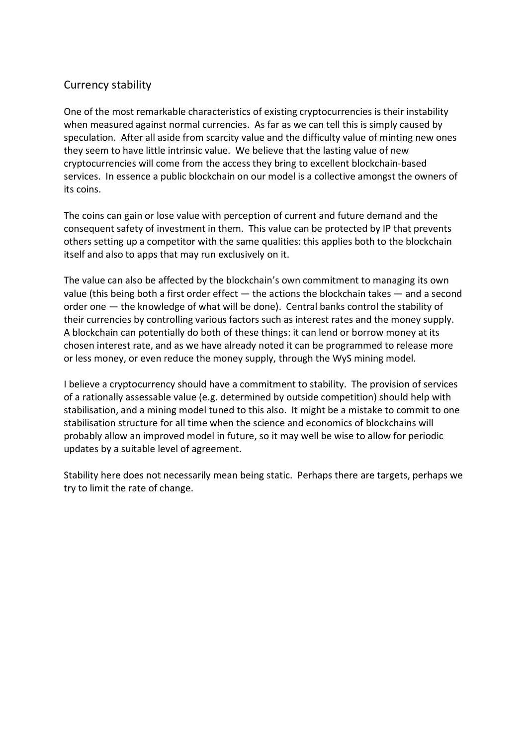## Currency stability

One of the most remarkable characteristics of existing cryptocurrencies is their instability when measured against normal currencies. As far as we can tell this is simply caused by speculation. After all aside from scarcity value and the difficulty value of minting new ones they seem to have little intrinsic value. We believe that the lasting value of new cryptocurrencies will come from the access they bring to excellent blockchain-based services. In essence a public blockchain on our model is a collective amongst the owners of its coins.

The coins can gain or lose value with perception of current and future demand and the consequent safety of investment in them. This value can be protected by IP that prevents others setting up a competitor with the same qualities: this applies both to the blockchain itself and also to apps that may run exclusively on it.

The value can also be affected by the blockchain's own commitment to managing its own value (this being both a first order effect — the actions the blockchain takes — and a second order one — the knowledge of what will be done). Central banks control the stability of their currencies by controlling various factors such as interest rates and the money supply. A blockchain can potentially do both of these things: it can lend or borrow money at its chosen interest rate, and as we have already noted it can be programmed to release more or less money, or even reduce the money supply, through the WyS mining model.

I believe a cryptocurrency should have a commitment to stability. The provision of services of a rationally assessable value (e.g. determined by outside competition) should help with stabilisation, and a mining model tuned to this also. It might be a mistake to commit to one stabilisation structure for all time when the science and economics of blockchains will probably allow an improved model in future, so it may well be wise to allow for periodic updates by a suitable level of agreement.

Stability here does not necessarily mean being static. Perhaps there are targets, perhaps we try to limit the rate of change.